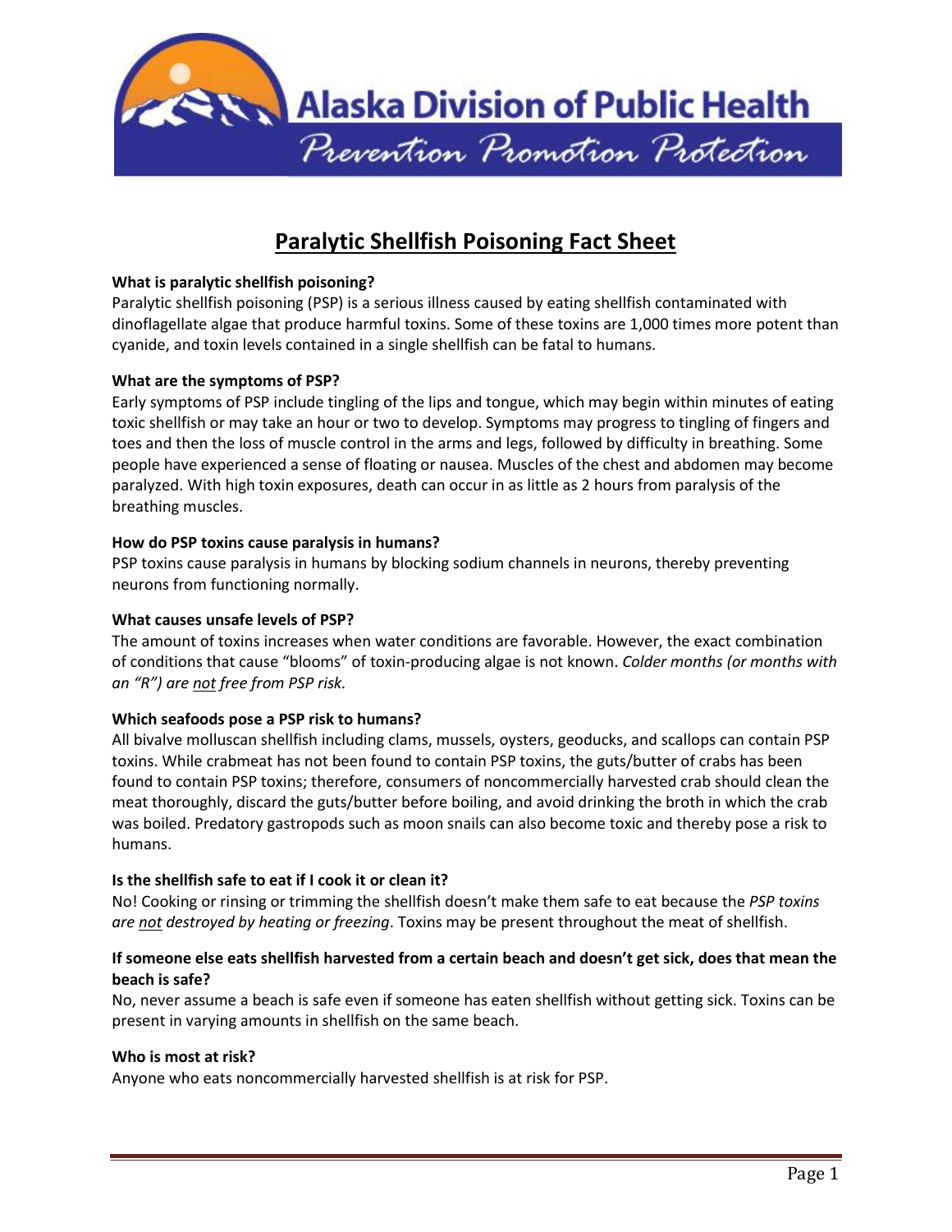Alaska Division of Public Health

*Prevention Promotion Protection*

# Paralytic Shellfish Poisoning Fact Sheet

**What is paralytic shellfish poisoning?**

Paralytic shellfish poisoning (PSP) is a serious illness caused by eating shellfish contaminated with dinoflagellate algae that produce harmful toxins. Some of these toxins are 1,000 times more potent than cyanide, and toxin levels contained in a single shellfish can be fatal to humans.

**What are the symptoms of PSP?**

Early symptoms of PSP include tingling of the lips and tongue, which may begin within minutes of eating toxic shellfish or may take an hour or two to develop. Symptoms may progress to tingling of fingers and toes and then the loss of muscle control in the arms and legs, followed by difficulty in breathing. Some people have experienced a sense of floating or nausea. Muscles of the chest and abdomen may become paralyzed. With high toxin exposures, death can occur in as little as 2 hours from paralysis of the breathing muscles.

**How do PSP toxins cause paralysis in humans?**

PSP toxins cause paralysis in humans by blocking sodium channels in neurons, thereby preventing neurons from functioning normally.

**What causes unsafe levels of PSP?**

The amount of toxins increases when water conditions are favorable. However, the exact combination of conditions that cause "blooms" of toxin-producing algae is not known. *Colder months (or months with an "R") are <u>not</u> free from PSP risk.*

**Which seafoods pose a PSP risk to humans?**

All bivalve molluscan shellfish including clams, mussels, oysters, geoducks, and scallops can contain PSP toxins. While crabmeat has not been found to contain PSP toxins, the guts/butter of crabs has been found to contain PSP toxins; therefore, consumers of noncommercially harvested crab should clean the meat thoroughly, discard the guts/butter before boiling, and avoid drinking the broth in which the crab was boiled. Predatory gastropods such as moon snails can also become toxic and thereby pose a risk to humans.

**Is the shellfish safe to eat if I cook it or clean it?**

No! Cooking or rinsing or trimming the shellfish doesn't make them safe to eat because the *PSP toxins are <u>not</u> destroyed by heating or freezing*. Toxins may be present throughout the meat of shellfish.

**If someone else eats shellfish harvested from a certain beach and doesn't get sick, does that mean the beach is safe?**

No, never assume a beach is safe even if someone has eaten shellfish without getting sick. Toxins can be present in varying amounts in shellfish on the same beach.

**Who is most at risk?**

Anyone who eats noncommercially harvested shellfish is at risk for PSP.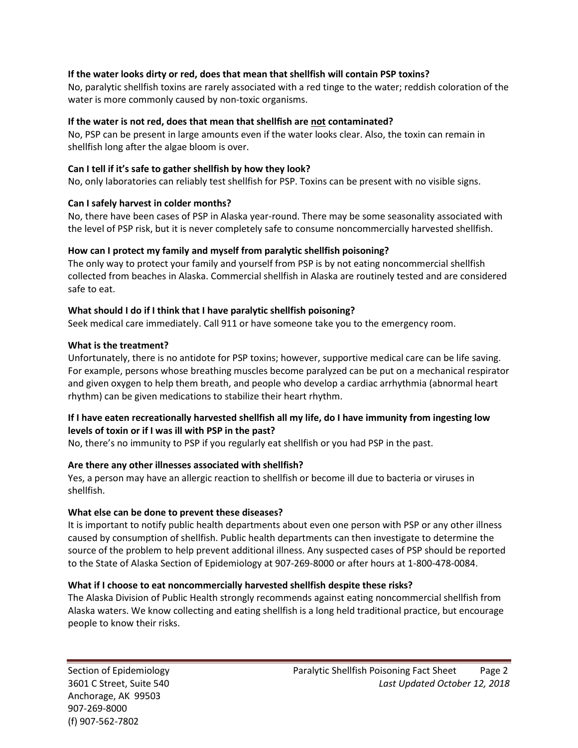**If the water looks dirty or red, does that mean that shellfish will contain PSP toxins?**
No, paralytic shellfish toxins are rarely associated with a red tinge to the water; reddish coloration of the water is more commonly caused by non-toxic organisms.

**If the water is not red, does that mean that shellfish are <u>not</u> contaminated?**
No, PSP can be present in large amounts even if the water looks clear. Also, the toxin can remain in shellfish long after the algae bloom is over.

**Can I tell if it's safe to gather shellfish by how they look?**
No, only laboratories can reliably test shellfish for PSP. Toxins can be present with no visible signs.

**Can I safely harvest in colder months?**
No, there have been cases of PSP in Alaska year-round. There may be some seasonality associated with the level of PSP risk, but it is never completely safe to consume noncommercially harvested shellfish.

**How can I protect my family and myself from paralytic shellfish poisoning?**
The only way to protect your family and yourself from PSP is by not eating noncommercial shellfish collected from beaches in Alaska. Commercial shellfish in Alaska are routinely tested and are considered safe to eat.

**What should I do if I think that I have paralytic shellfish poisoning?**
Seek medical care immediately. Call 911 or have someone take you to the emergency room.

**What is the treatment?**
Unfortunately, there is no antidote for PSP toxins; however, supportive medical care can be life saving. For example, persons whose breathing muscles become paralyzed can be put on a mechanical respirator and given oxygen to help them breath, and people who develop a cardiac arrhythmia (abnormal heart rhythm) can be given medications to stabilize their heart rhythm.

**If I have eaten recreationally harvested shellfish all my life, do I have immunity from ingesting low levels of toxin or if I was ill with PSP in the past?**
No, there's no immunity to PSP if you regularly eat shellfish or you had PSP in the past.

**Are there any other illnesses associated with shellfish?**
Yes, a person may have an allergic reaction to shellfish or become ill due to bacteria or viruses in shellfish.

**What else can be done to prevent these diseases?**
It is important to notify public health departments about even one person with PSP or any other illness caused by consumption of shellfish. Public health departments can then investigate to determine the source of the problem to help prevent additional illness. Any suspected cases of PSP should be reported to the State of Alaska Section of Epidemiology at 907-269-8000 or after hours at 1-800-478-0084.

**What if I choose to eat noncommercially harvested shellfish despite these risks?**
The Alaska Division of Public Health strongly recommends against eating noncommercial shellfish from Alaska waters. We know collecting and eating shellfish is a long held traditional practice, but encourage people to know their risks.

Section of Epidemiology
3601 C Street, Suite 540
Anchorage, AK 99503
907-269-8000
(f) 907-562-7802

Paralytic Shellfish Poisoning Fact Sheet
*Last Updated October 12, 2018*